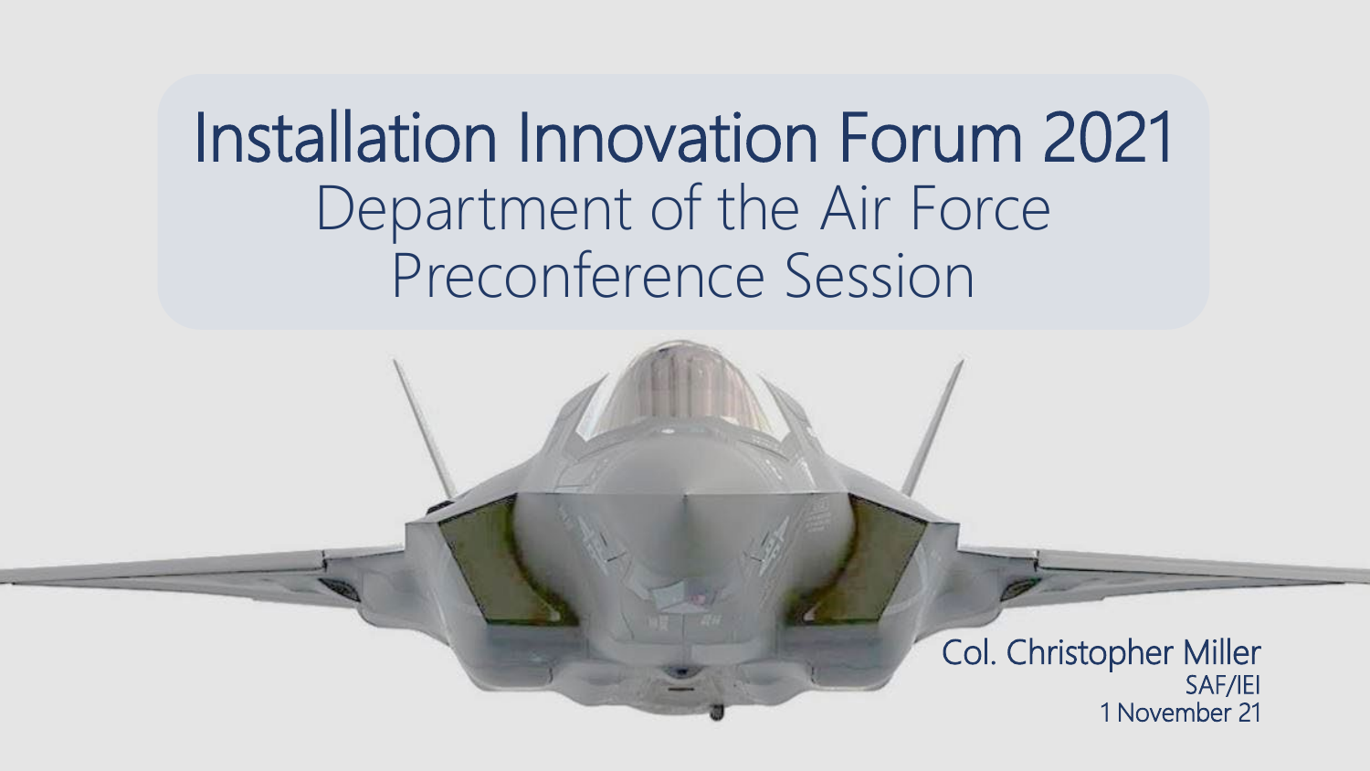# Installation Innovation Forum 2021

## Department of the Air Force Preconference Session

Col. Christopher Miller
SAF/IEI
1 November 21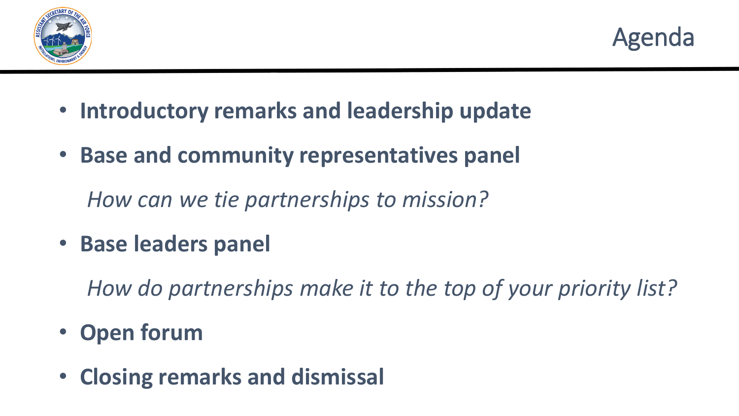# Agenda

- **Introductory remarks and leadership update**
- **Base and community representatives panel**

  *How can we tie partnerships to mission?*

- **Base leaders panel**

  *How do partnerships make it to the top of your priority list?*

- **Open forum**
- **Closing remarks and dismissal**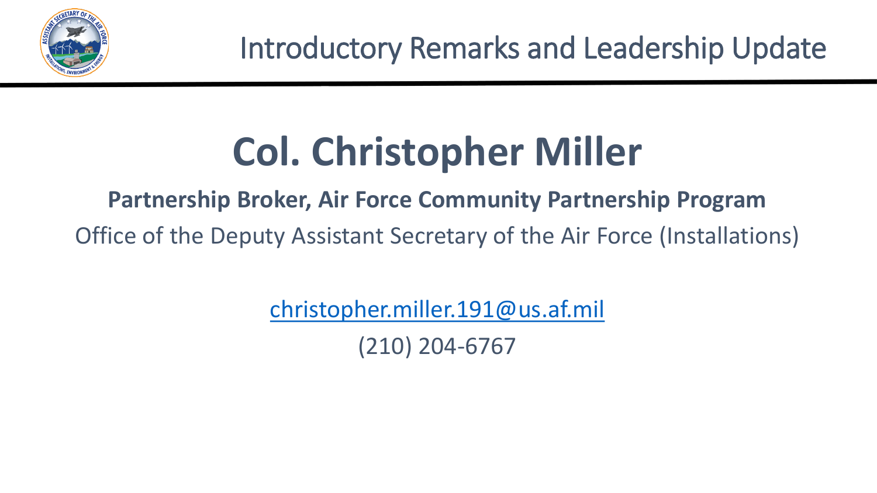# Introductory Remarks and Leadership Update

## Col. Christopher Miller

**Partnership Broker, Air Force Community Partnership Program**

Office of the Deputy Assistant Secretary of the Air Force (Installations)

christopher.miller.191@us.af.mil

(210) 204-6767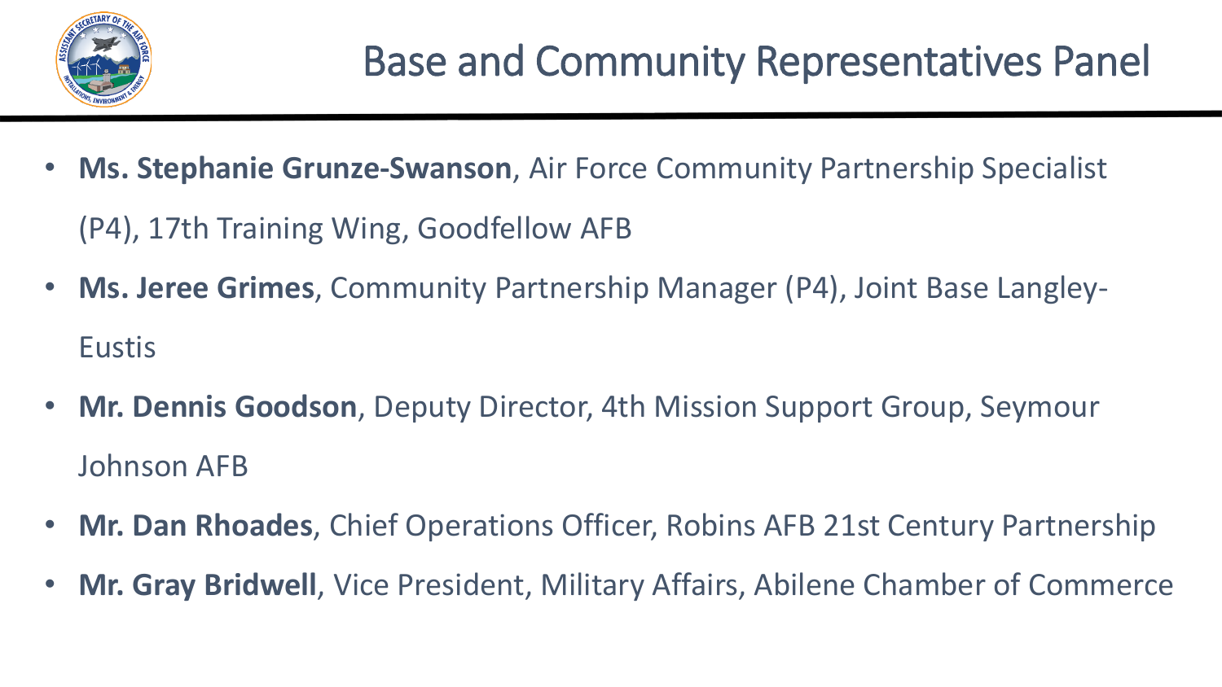# Base and Community Representatives Panel

- **Ms. Stephanie Grunze-Swanson**, Air Force Community Partnership Specialist (P4), 17th Training Wing, Goodfellow AFB
- **Ms. Jeree Grimes**, Community Partnership Manager (P4), Joint Base Langley-Eustis
- **Mr. Dennis Goodson**, Deputy Director, 4th Mission Support Group, Seymour Johnson AFB
- **Mr. Dan Rhoades**, Chief Operations Officer, Robins AFB 21st Century Partnership
- **Mr. Gray Bridwell**, Vice President, Military Affairs, Abilene Chamber of Commerce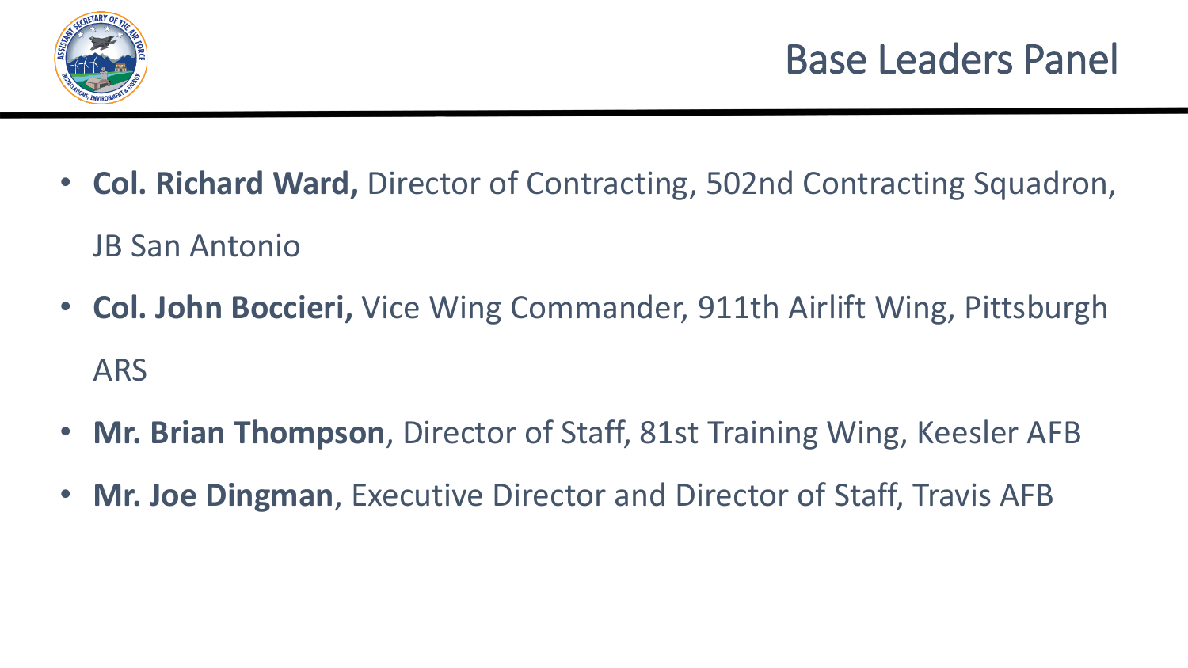# Base Leaders Panel

- **Col. Richard Ward,** Director of Contracting, 502nd Contracting Squadron, JB San Antonio
- **Col. John Boccieri,** Vice Wing Commander, 911th Airlift Wing, Pittsburgh ARS
- **Mr. Brian Thompson**, Director of Staff, 81st Training Wing, Keesler AFB
- **Mr. Joe Dingman**, Executive Director and Director of Staff, Travis AFB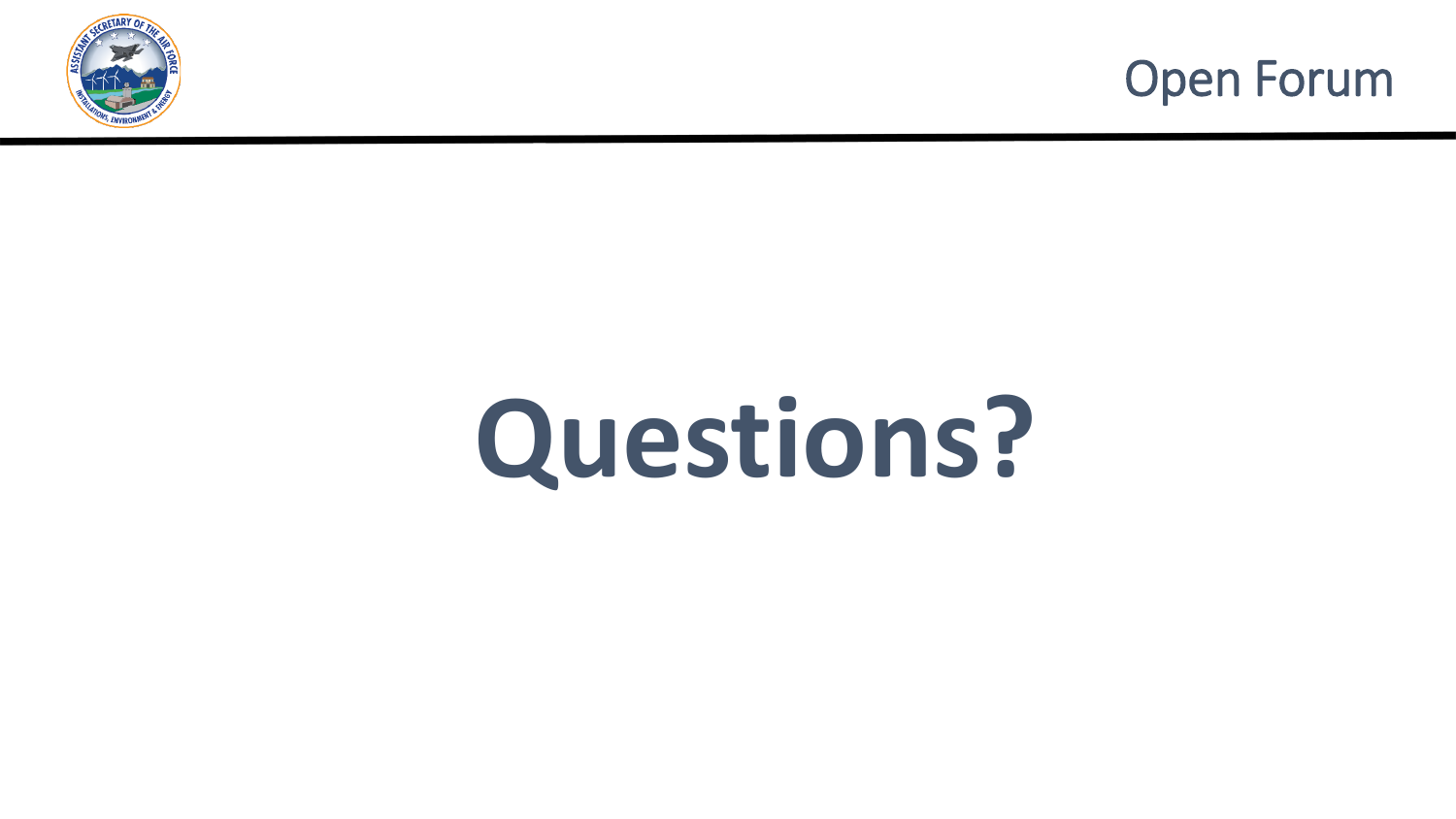# Open Forum

# Questions?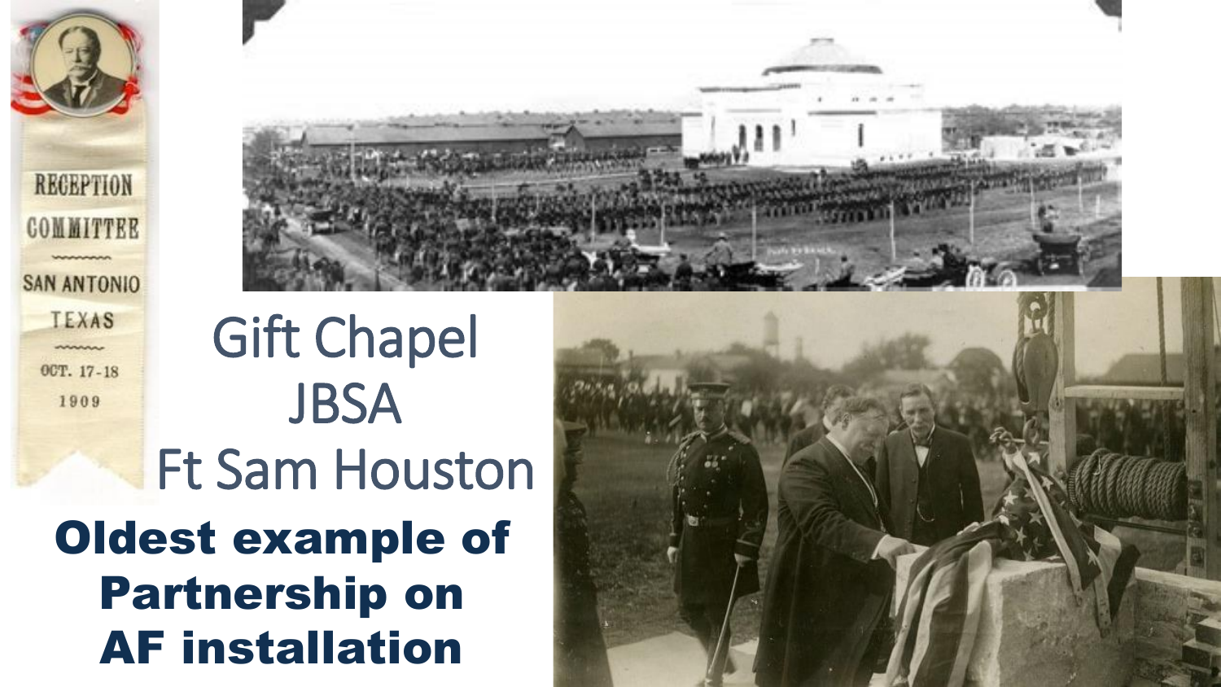# Gift Chapel JBSA Ft Sam Houston

**Oldest example of Partnership on AF installation**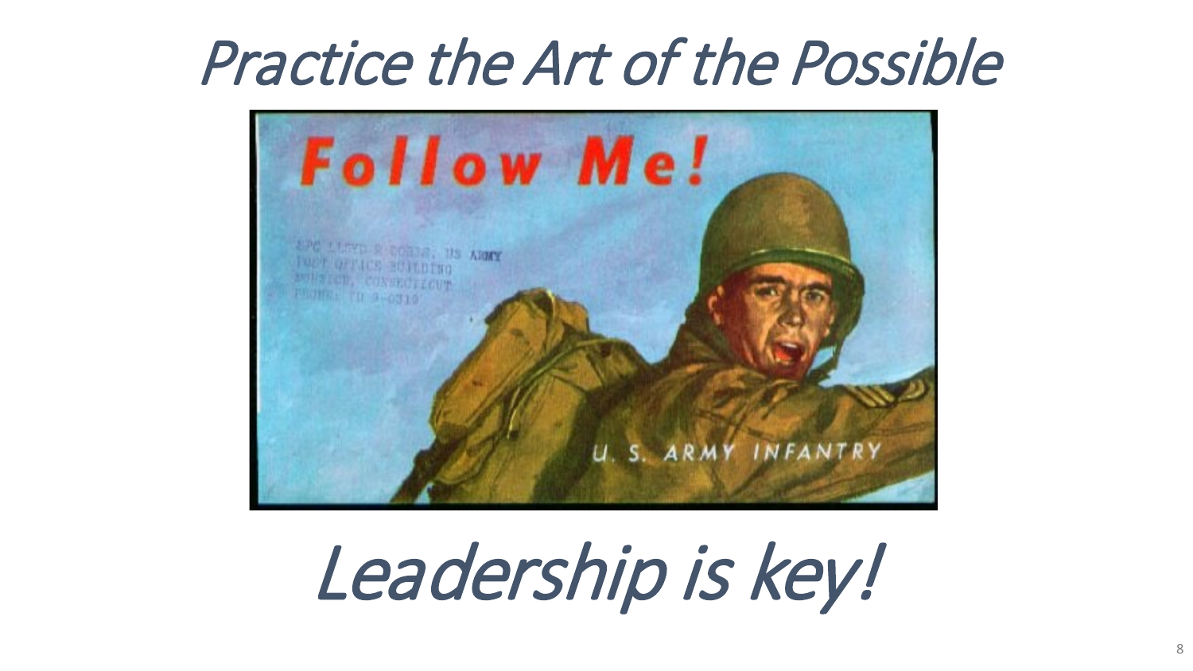# Practice the Art of the Possible

# Leadership is key!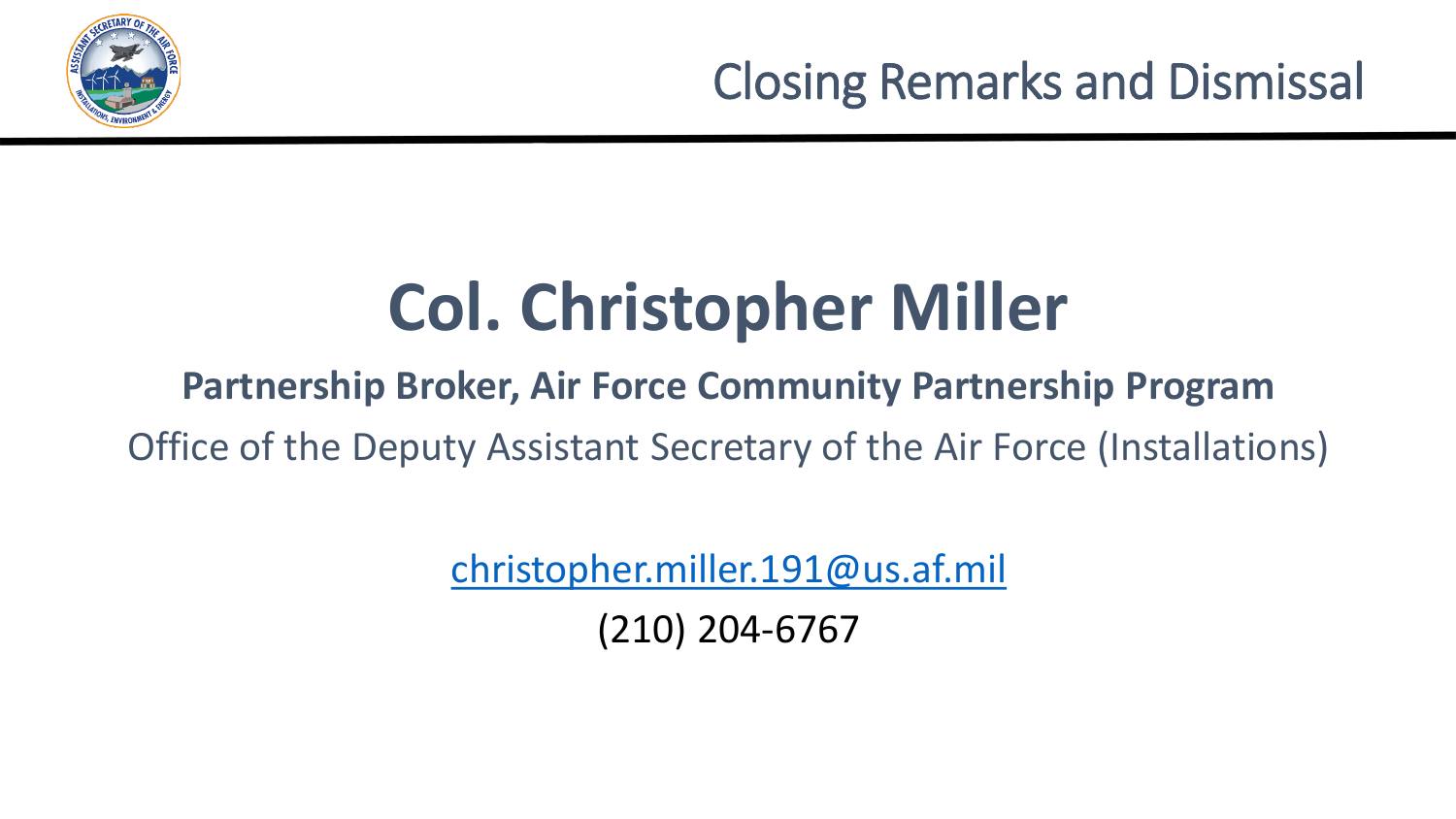# Closing Remarks and Dismissal

## Col. Christopher Miller

**Partnership Broker, Air Force Community Partnership Program**

Office of the Deputy Assistant Secretary of the Air Force (Installations)

christopher.miller.191@us.af.mil

(210) 204-6767